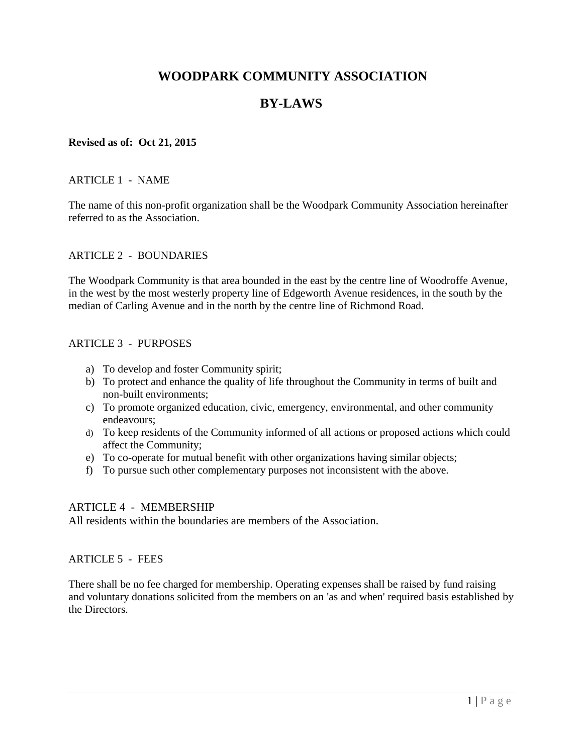# WOODPARK COMMUNITY ASSOCIATION

# BY-LAWS

**Revised as of: Oct 21, 2015**

## ARTICLE 1 - NAME

The name of this non-profit organization shall be the Woodpark Community Association hereinafter referred to as the Association.

## ARTICLE 2 - BOUNDARIES

The Woodpark Community is that area bounded in the east by the centre line of Woodroffe Avenue, in the west by the most westerly property line of Edgeworth Avenue residences, in the south by the median of Carling Avenue and in the north by the centre line of Richmond Road.

## ARTICLE 3 - PURPOSES

a) To develop and foster Community spirit;
b) To protect and enhance the quality of life throughout the Community in terms of built and non-built environments;
c) To promote organized education, civic, emergency, environmental, and other community endeavours;
d) To keep residents of the Community informed of all actions or proposed actions which could affect the Community;
e) To co-operate for mutual benefit with other organizations having similar objects;
f) To pursue such other complementary purposes not inconsistent with the above.

## ARTICLE 4 - MEMBERSHIP

All residents within the boundaries are members of the Association.

## ARTICLE 5 - FEES

There shall be no fee charged for membership. Operating expenses shall be raised by fund raising and voluntary donations solicited from the members on an 'as and when' required basis established by the Directors.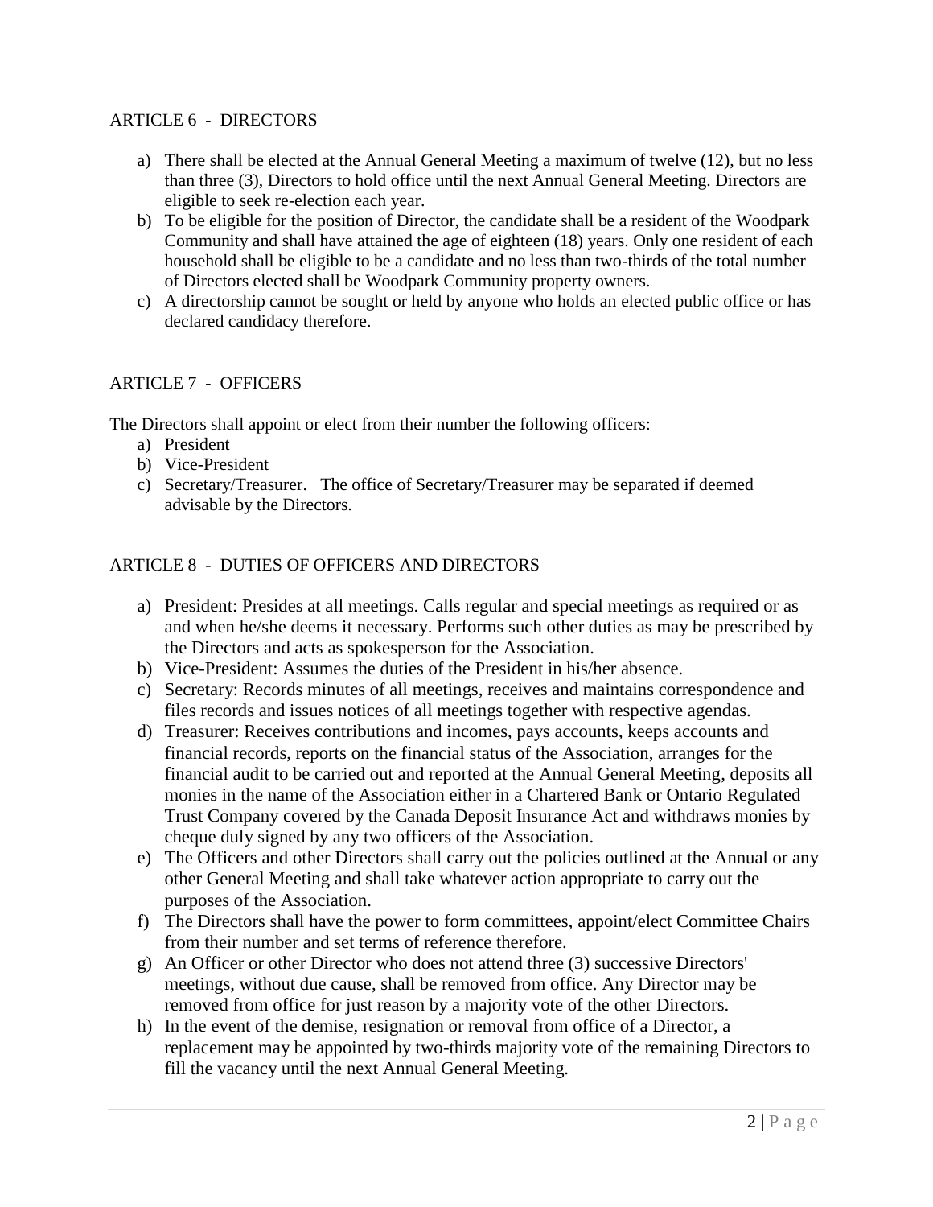## ARTICLE 6 - DIRECTORS

a) There shall be elected at the Annual General Meeting a maximum of twelve (12), but no less than three (3), Directors to hold office until the next Annual General Meeting. Directors are eligible to seek re-election each year.
b) To be eligible for the position of Director, the candidate shall be a resident of the Woodpark Community and shall have attained the age of eighteen (18) years. Only one resident of each household shall be eligible to be a candidate and no less than two-thirds of the total number of Directors elected shall be Woodpark Community property owners.
c) A directorship cannot be sought or held by anyone who holds an elected public office or has declared candidacy therefore.

## ARTICLE 7 - OFFICERS

The Directors shall appoint or elect from their number the following officers:

a) President
b) Vice-President
c) Secretary/Treasurer. The office of Secretary/Treasurer may be separated if deemed advisable by the Directors.

## ARTICLE 8 - DUTIES OF OFFICERS AND DIRECTORS

a) President: Presides at all meetings. Calls regular and special meetings as required or as and when he/she deems it necessary. Performs such other duties as may be prescribed by the Directors and acts as spokesperson for the Association.
b) Vice-President: Assumes the duties of the President in his/her absence.
c) Secretary: Records minutes of all meetings, receives and maintains correspondence and files records and issues notices of all meetings together with respective agendas.
d) Treasurer: Receives contributions and incomes, pays accounts, keeps accounts and financial records, reports on the financial status of the Association, arranges for the financial audit to be carried out and reported at the Annual General Meeting, deposits all monies in the name of the Association either in a Chartered Bank or Ontario Regulated Trust Company covered by the Canada Deposit Insurance Act and withdraws monies by cheque duly signed by any two officers of the Association.
e) The Officers and other Directors shall carry out the policies outlined at the Annual or any other General Meeting and shall take whatever action appropriate to carry out the purposes of the Association.
f) The Directors shall have the power to form committees, appoint/elect Committee Chairs from their number and set terms of reference therefore.
g) An Officer or other Director who does not attend three (3) successive Directors' meetings, without due cause, shall be removed from office. Any Director may be removed from office for just reason by a majority vote of the other Directors.
h) In the event of the demise, resignation or removal from office of a Director, a replacement may be appointed by two-thirds majority vote of the remaining Directors to fill the vacancy until the next Annual General Meeting.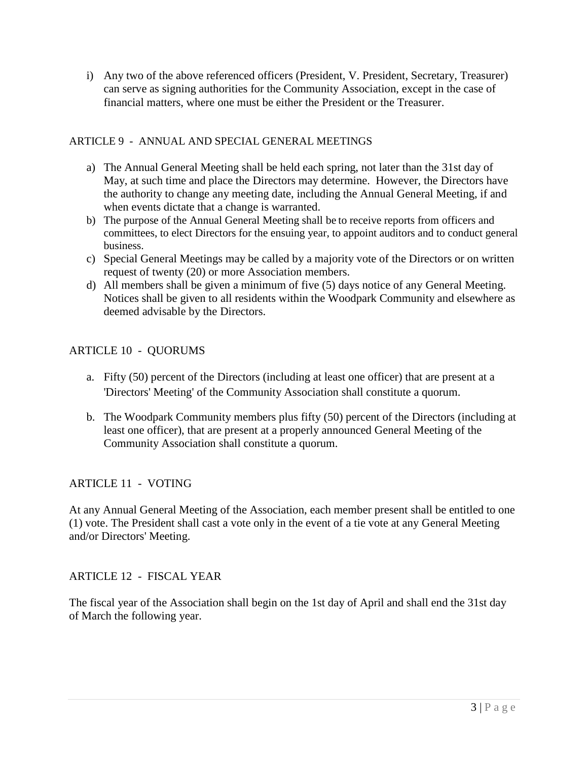i) Any two of the above referenced officers (President, V. President, Secretary, Treasurer) can serve as signing authorities for the Community Association, except in the case of financial matters, where one must be either the President or the Treasurer.

## ARTICLE 9 - ANNUAL AND SPECIAL GENERAL MEETINGS

a) The Annual General Meeting shall be held each spring, not later than the 31st day of May, at such time and place the Directors may determine. However, the Directors have the authority to change any meeting date, including the Annual General Meeting, if and when events dictate that a change is warranted.
b) The purpose of the Annual General Meeting shall be to receive reports from officers and committees, to elect Directors for the ensuing year, to appoint auditors and to conduct general business.
c) Special General Meetings may be called by a majority vote of the Directors or on written request of twenty (20) or more Association members.
d) All members shall be given a minimum of five (5) days notice of any General Meeting. Notices shall be given to all residents within the Woodpark Community and elsewhere as deemed advisable by the Directors.

## ARTICLE 10 - QUORUMS

a. Fifty (50) percent of the Directors (including at least one officer) that are present at a 'Directors' Meeting' of the Community Association shall constitute a quorum.

b. The Woodpark Community members plus fifty (50) percent of the Directors (including at least one officer), that are present at a properly announced General Meeting of the Community Association shall constitute a quorum.

## ARTICLE 11 - VOTING

At any Annual General Meeting of the Association, each member present shall be entitled to one (1) vote. The President shall cast a vote only in the event of a tie vote at any General Meeting and/or Directors' Meeting.

## ARTICLE 12 - FISCAL YEAR

The fiscal year of the Association shall begin on the 1st day of April and shall end the 31st day of March the following year.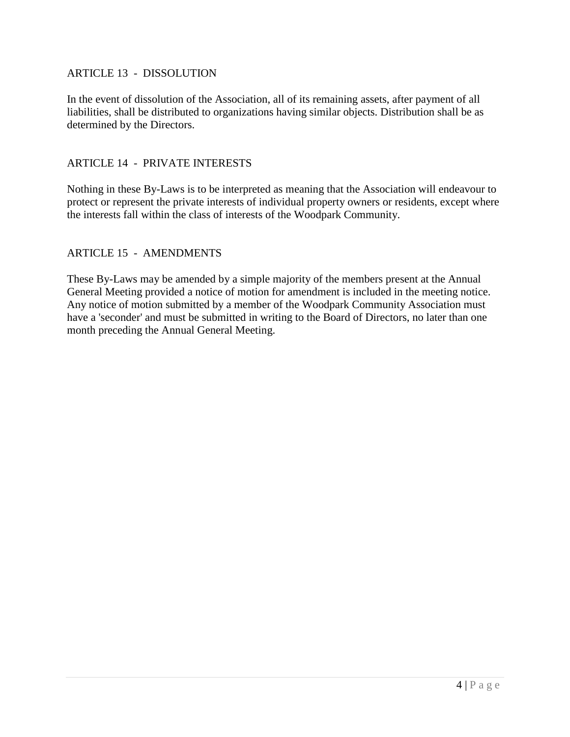## ARTICLE 13 - DISSOLUTION

In the event of dissolution of the Association, all of its remaining assets, after payment of all liabilities, shall be distributed to organizations having similar objects. Distribution shall be as determined by the Directors.

## ARTICLE 14 - PRIVATE INTERESTS

Nothing in these By-Laws is to be interpreted as meaning that the Association will endeavour to protect or represent the private interests of individual property owners or residents, except where the interests fall within the class of interests of the Woodpark Community.

## ARTICLE 15 - AMENDMENTS

These By-Laws may be amended by a simple majority of the members present at the Annual General Meeting provided a notice of motion for amendment is included in the meeting notice. Any notice of motion submitted by a member of the Woodpark Community Association must have a 'seconder' and must be submitted in writing to the Board of Directors, no later than one month preceding the Annual General Meeting.